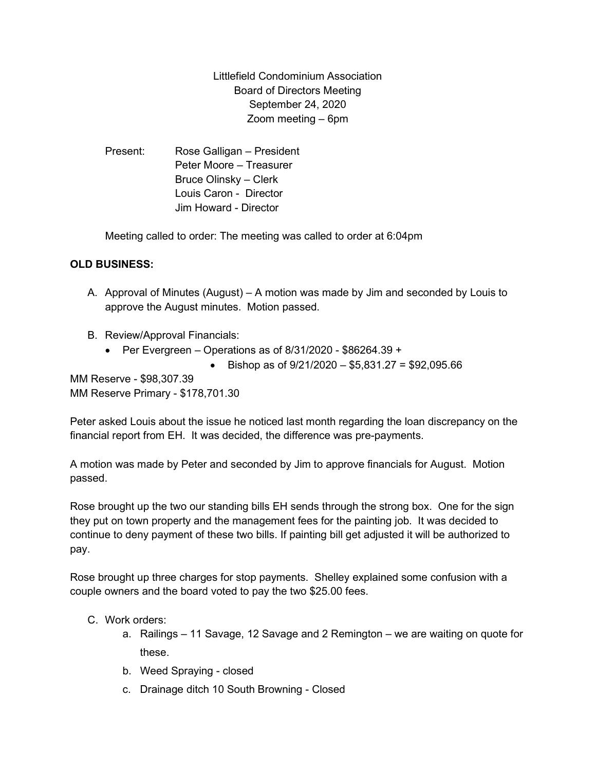Littlefield Condominium Association
Board of Directors Meeting
September 24, 2020
Zoom meeting – 6pm

Present: Rose Galligan – President
Peter Moore – Treasurer
Bruce Olinsky – Clerk
Louis Caron - Director
Jim Howard - Director

Meeting called to order: The meeting was called to order at 6:04pm

**OLD BUSINESS:**

A. Approval of Minutes (August) – A motion was made by Jim and seconded by Louis to approve the August minutes. Motion passed.

B. Review/Approval Financials:
   - Per Evergreen – Operations as of 8/31/2020 - $86264.39 +
     - Bishop as of 9/21/2020 – $5,831.27 = $92,095.66

MM Reserve - $98,307.39
MM Reserve Primary - $178,701.30

Peter asked Louis about the issue he noticed last month regarding the loan discrepancy on the financial report from EH. It was decided, the difference was pre-payments.

A motion was made by Peter and seconded by Jim to approve financials for August. Motion passed.

Rose brought up the two our standing bills EH sends through the strong box. One for the sign they put on town property and the management fees for the painting job. It was decided to continue to deny payment of these two bills. If painting bill get adjusted it will be authorized to pay.

Rose brought up three charges for stop payments. Shelley explained some confusion with a couple owners and the board voted to pay the two $25.00 fees.

C. Work orders:
   a. Railings – 11 Savage, 12 Savage and 2 Remington – we are waiting on quote for these.
   b. Weed Spraying - closed
   c. Drainage ditch 10 South Browning - Closed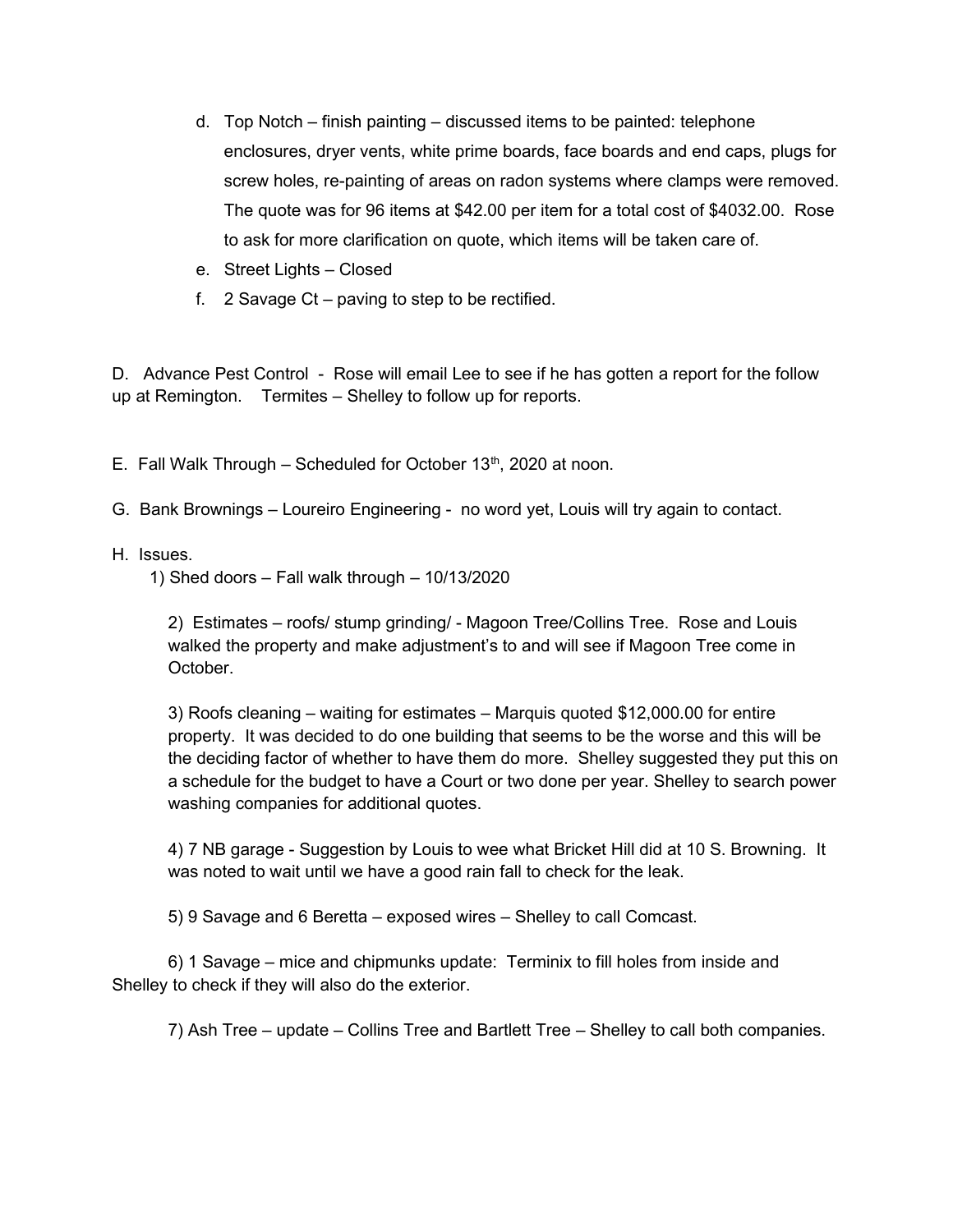d. Top Notch – finish painting – discussed items to be painted: telephone enclosures, dryer vents, white prime boards, face boards and end caps, plugs for screw holes, re-painting of areas on radon systems where clamps were removed. The quote was for 96 items at $42.00 per item for a total cost of $4032.00. Rose to ask for more clarification on quote, which items will be taken care of.

e. Street Lights – Closed

f. 2 Savage Ct – paving to step to be rectified.

D. Advance Pest Control - Rose will email Lee to see if he has gotten a report for the follow up at Remington. Termites – Shelley to follow up for reports.

E. Fall Walk Through – Scheduled for October 13th, 2020 at noon.

G. Bank Brownings – Loureiro Engineering - no word yet, Louis will try again to contact.

H. Issues.

1) Shed doors – Fall walk through – 10/13/2020

2) Estimates – roofs/ stump grinding/ - Magoon Tree/Collins Tree. Rose and Louis walked the property and make adjustment's to and will see if Magoon Tree come in October.

3) Roofs cleaning – waiting for estimates – Marquis quoted $12,000.00 for entire property. It was decided to do one building that seems to be the worse and this will be the deciding factor of whether to have them do more. Shelley suggested they put this on a schedule for the budget to have a Court or two done per year. Shelley to search power washing companies for additional quotes.

4) 7 NB garage - Suggestion by Louis to wee what Bricket Hill did at 10 S. Browning. It was noted to wait until we have a good rain fall to check for the leak.

5) 9 Savage and 6 Beretta – exposed wires – Shelley to call Comcast.

6) 1 Savage – mice and chipmunks update: Terminix to fill holes from inside and Shelley to check if they will also do the exterior.

7) Ash Tree – update – Collins Tree and Bartlett Tree – Shelley to call both companies.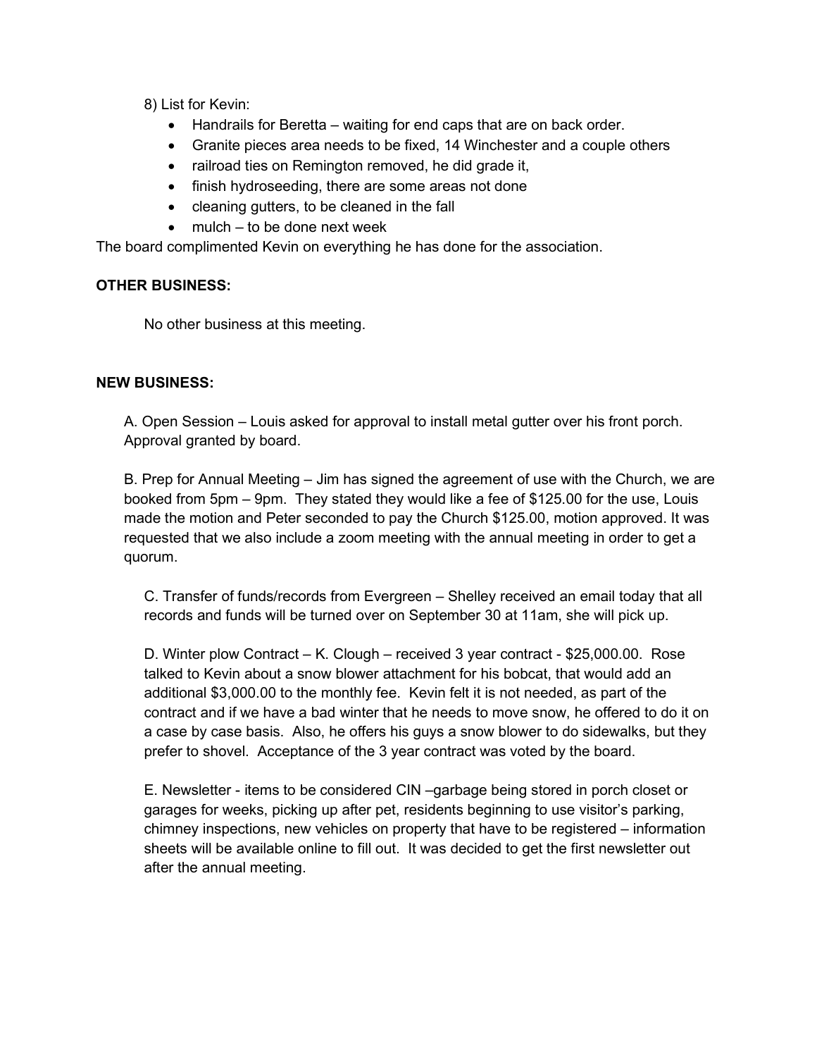8) List for Kevin:

- Handrails for Beretta – waiting for end caps that are on back order.
- Granite pieces area needs to be fixed, 14 Winchester and a couple others
- railroad ties on Remington removed, he did grade it,
- finish hydroseeding, there are some areas not done
- cleaning gutters, to be cleaned in the fall
- mulch – to be done next week

The board complimented Kevin on everything he has done for the association.

**OTHER BUSINESS:**

No other business at this meeting.

**NEW BUSINESS:**

A. Open Session – Louis asked for approval to install metal gutter over his front porch. Approval granted by board.

B. Prep for Annual Meeting – Jim has signed the agreement of use with the Church, we are booked from 5pm – 9pm. They stated they would like a fee of $125.00 for the use, Louis made the motion and Peter seconded to pay the Church $125.00, motion approved. It was requested that we also include a zoom meeting with the annual meeting in order to get a quorum.

C. Transfer of funds/records from Evergreen – Shelley received an email today that all records and funds will be turned over on September 30 at 11am, she will pick up.

D. Winter plow Contract – K. Clough – received 3 year contract - $25,000.00. Rose talked to Kevin about a snow blower attachment for his bobcat, that would add an additional $3,000.00 to the monthly fee. Kevin felt it is not needed, as part of the contract and if we have a bad winter that he needs to move snow, he offered to do it on a case by case basis. Also, he offers his guys a snow blower to do sidewalks, but they prefer to shovel. Acceptance of the 3 year contract was voted by the board.

E. Newsletter - items to be considered CIN –garbage being stored in porch closet or garages for weeks, picking up after pet, residents beginning to use visitor's parking, chimney inspections, new vehicles on property that have to be registered – information sheets will be available online to fill out. It was decided to get the first newsletter out after the annual meeting.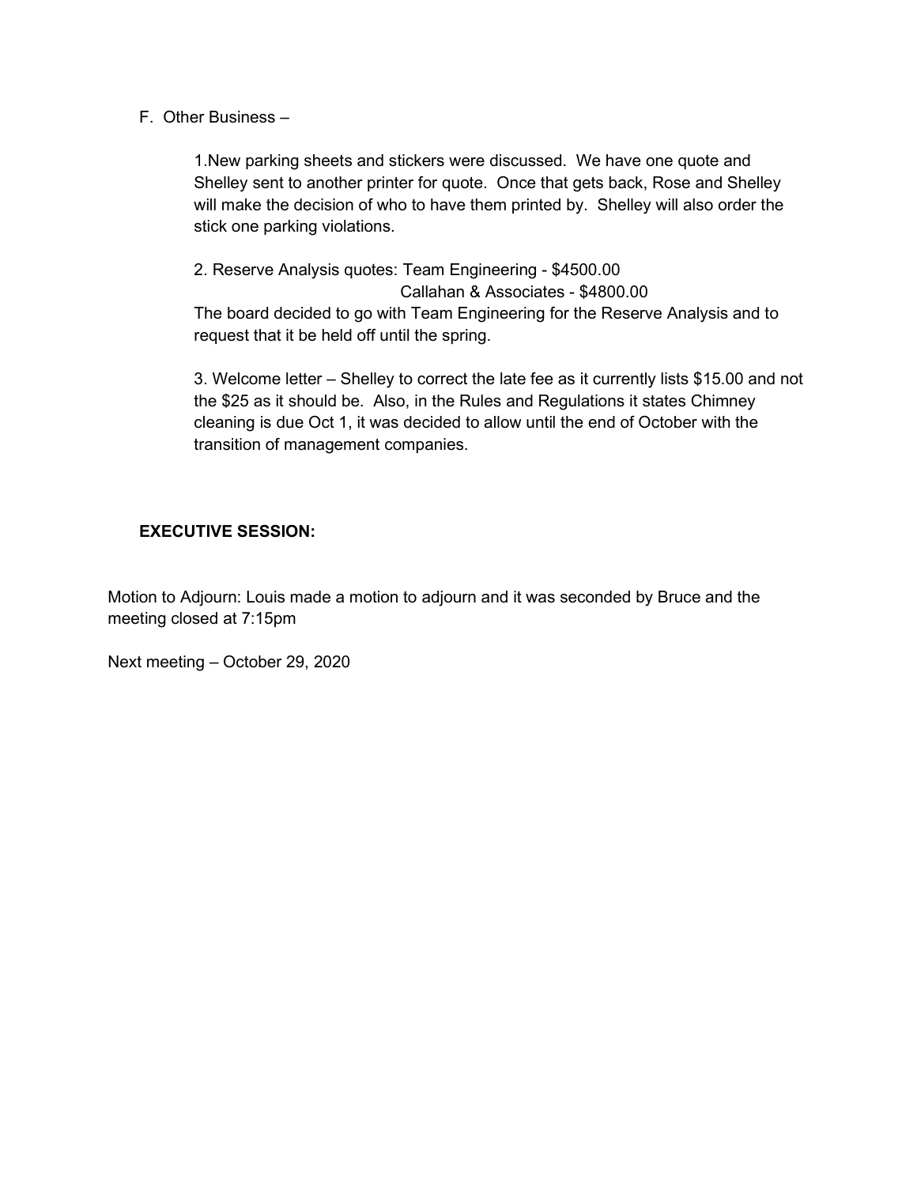F. Other Business –

1.New parking sheets and stickers were discussed. We have one quote and Shelley sent to another printer for quote. Once that gets back, Rose and Shelley will make the decision of who to have them printed by. Shelley will also order the stick one parking violations.

2. Reserve Analysis quotes: Team Engineering - $4500.00
Callahan & Associates - $4800.00
The board decided to go with Team Engineering for the Reserve Analysis and to request that it be held off until the spring.

3. Welcome letter – Shelley to correct the late fee as it currently lists $15.00 and not the $25 as it should be. Also, in the Rules and Regulations it states Chimney cleaning is due Oct 1, it was decided to allow until the end of October with the transition of management companies.

**EXECUTIVE SESSION:**

Motion to Adjourn: Louis made a motion to adjourn and it was seconded by Bruce and the meeting closed at 7:15pm

Next meeting – October 29, 2020